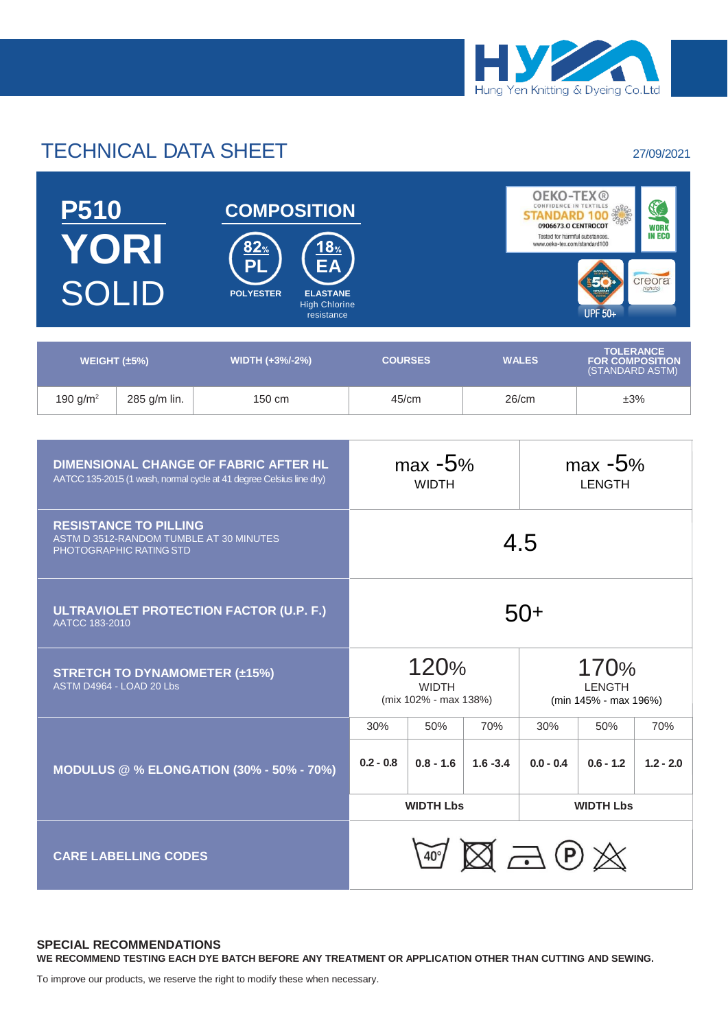Hung Yen Knitting & Dyeing Co.Ltd

# TECHNICAL DATA SHEET

27/09/2021

## P510 YORI SOLID

### COMPOSITION

- **82% PL** – POLYESTER
- **18% EA** – ELASTANE, High Chlorine resistance

OEKO-TEX® CONFIDENCE IN TEXTILES STANDARD 100 0906673.0 CENTROCOT Tested for harmful substances. www.oeko-tex.com/standard100

WORK IN ECO

creora highclo

UPF 50+

| WEIGHT (±5%) | | WIDTH (+3%/-2%) | COURSES | WALES | TOLERANCE FOR COMPOSITION (STANDARD ASTM) |
|---|---|---|---|---|---|
| 190 g/m² | 285 g/m lin. | 150 cm | 45/cm | 26/cm | ±3% |

| Property | | | | | | |
|---|---|---|---|---|---|---|
| **DIMENSIONAL CHANGE OF FABRIC AFTER HL** AATCC 135-2015 (1 wash, normal cycle at 41 degree Celsius line dry) | max -5% WIDTH | | | max -5% LENGTH | | |
| **RESISTANCE TO PILLING** ASTM D 3512-RANDOM TUMBLE AT 30 MINUTES PHOTOGRAPHIC RATING STD | 4.5 | | | | | |
| **ULTRAVIOLET PROTECTION FACTOR (U.P. F.)** AATCC 183-2010 | 50+ | | | | | |
| **STRETCH TO DYNAMOMETER (±15%)** ASTM D4964 - LOAD 20 Lbs | 120% WIDTH (mix 102% - max 138%) | | | 170% LENGTH (min 145% - max 196%) | | |
| **MODULUS @ % ELONGATION (30% - 50% - 70%)** | 30% | 50% | 70% | 30% | 50% | 70% |
| | 0.2 - 0.8 | 0.8 - 1.6 | 1.6 -3.4 | 0.0 - 0.4 | 0.6 - 1.2 | 1.2 - 2.0 |
| | WIDTH Lbs | | | WIDTH Lbs | | |
| **CARE LABELLING CODES** | 40° | | | | | |

### SPECIAL RECOMMENDATIONS

**WE RECOMMEND TESTING EACH DYE BATCH BEFORE ANY TREATMENT OR APPLICATION OTHER THAN CUTTING AND SEWING.**

To improve our products, we reserve the right to modify these when necessary.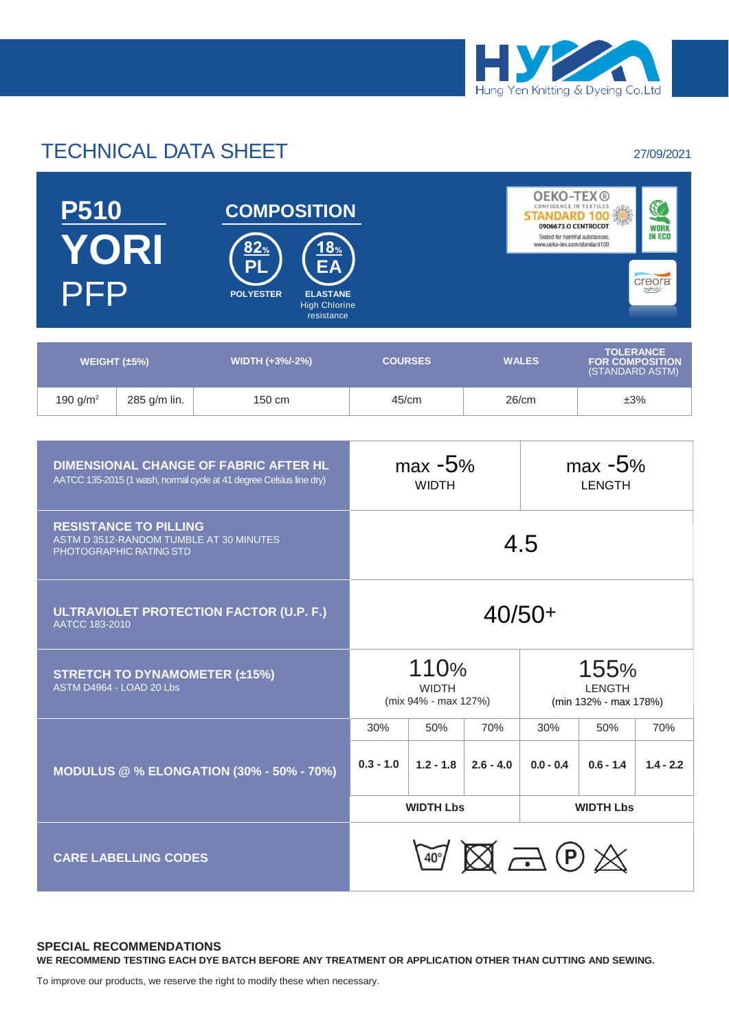Hung Yen Knitting & Dyeing Co.Ltd

# TECHNICAL DATA SHEET

27/09/2021

## P510 YORI PFP

### COMPOSITION

- 82% PL — POLYESTER
- 18% EA — ELASTANE High Chlorine resistance

OEKO-TEX® CONFIDENCE IN TEXTILES STANDARD 100 0906673.0 CENTROCOT Tested for harmful substances. www.oeko-tex.com/standard100

WORK IN ECO

creora highclo

| WEIGHT (±5%) | | WIDTH (+3%/-2%) | COURSES | WALES | TOLERANCE FOR COMPOSITION (STANDARD ASTM) |
|---|---|---|---|---|---|
| 190 g/m² | 285 g/m lin. | 150 cm | 45/cm | 26/cm | ±3% |

| | | | | | | |
|---|---|---|---|---|---|---|
| **DIMENSIONAL CHANGE OF FABRIC AFTER HL** AATCC 135-2015 (1 wash, normal cycle at 41 degree Celsius line dry) | max -5% WIDTH | | | max -5% LENGTH | | |
| **RESISTANCE TO PILLING** ASTM D 3512-RANDOM TUMBLE AT 30 MINUTES PHOTOGRAPHIC RATING STD | 4.5 | | | | | |
| **ULTRAVIOLET PROTECTION FACTOR (U.P. F.)** AATCC 183-2010 | 40/50+ | | | | | |
| **STRETCH TO DYNAMOMETER (±15%)** ASTM D4964 - LOAD 20 Lbs | 110% WIDTH (mix 94% - max 127%) | | | 155% LENGTH (min 132% - max 178%) | | |
| **MODULUS @ % ELONGATION (30% - 50% - 70%)** | 30% | 50% | 70% | 30% | 50% | 70% |
| | 0.3 - 1.0 | 1.2 - 1.8 | 2.6 - 4.0 | 0.0 - 0.4 | 0.6 - 1.4 | 1.4 - 2.2 |
| | WIDTH Lbs | | | WIDTH Lbs | | |
| **CARE LABELLING CODES** | 40° | | | | | |

### SPECIAL RECOMMENDATIONS

**WE RECOMMEND TESTING EACH DYE BATCH BEFORE ANY TREATMENT OR APPLICATION OTHER THAN CUTTING AND SEWING.**

To improve our products, we reserve the right to modify these when necessary.